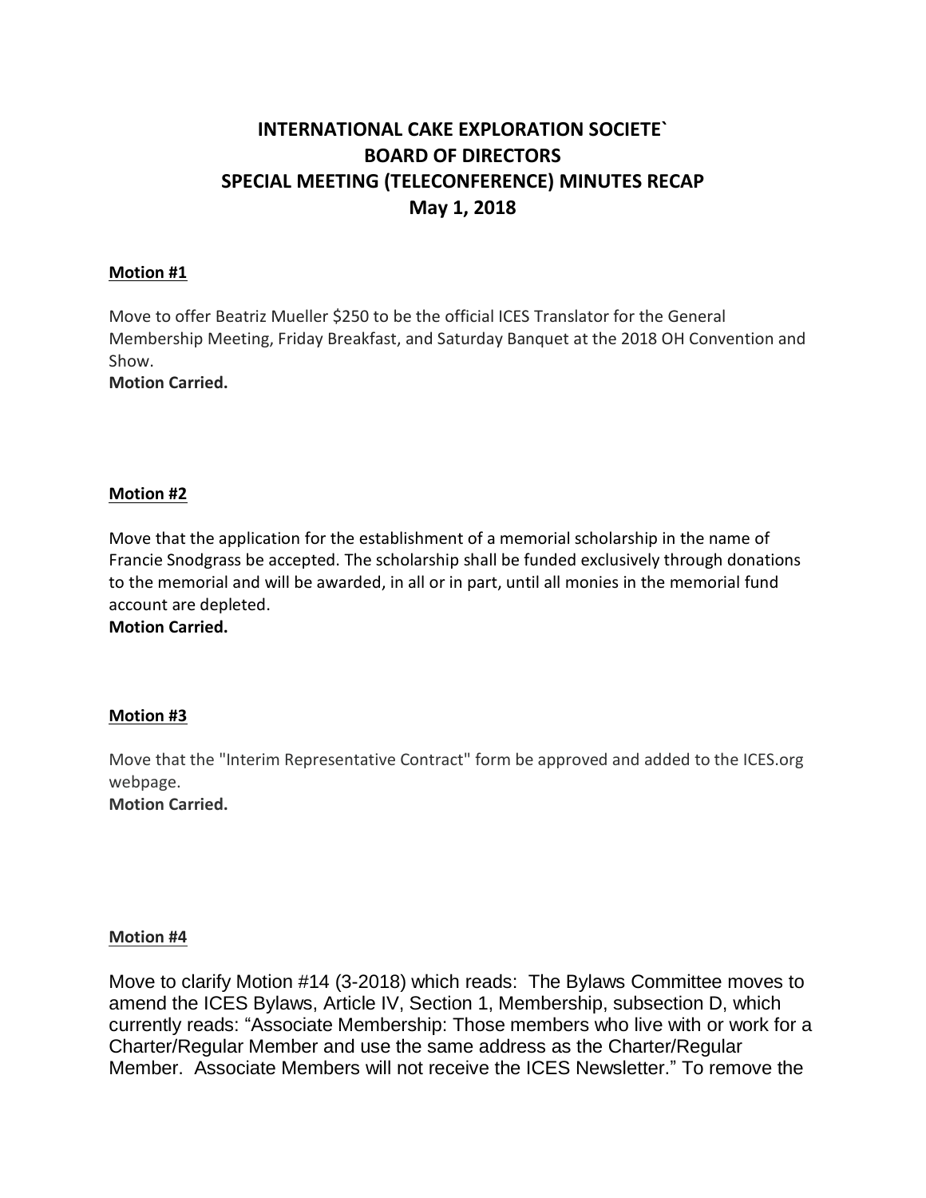# INTERNATIONAL CAKE EXPLORATION SOCIETE`
# BOARD OF DIRECTORS
# SPECIAL MEETING (TELECONFERENCE) MINUTES RECAP
# May 1, 2018

**Motion #1**

Move to offer Beatriz Mueller $250 to be the official ICES Translator for the General Membership Meeting, Friday Breakfast, and Saturday Banquet at the 2018 OH Convention and Show.
**Motion Carried.**

**Motion #2**

Move that the application for the establishment of a memorial scholarship in the name of Francie Snodgrass be accepted. The scholarship shall be funded exclusively through donations to the memorial and will be awarded, in all or in part, until all monies in the memorial fund account are depleted.
**Motion Carried.**

**Motion #3**

Move that the "Interim Representative Contract" form be approved and added to the ICES.org webpage.
**Motion Carried.**

**Motion #4**

Move to clarify Motion #14 (3-2018) which reads: The Bylaws Committee moves to amend the ICES Bylaws, Article IV, Section 1, Membership, subsection D, which currently reads: "Associate Membership: Those members who live with or work for a Charter/Regular Member and use the same address as the Charter/Regular Member. Associate Members will not receive the ICES Newsletter." To remove the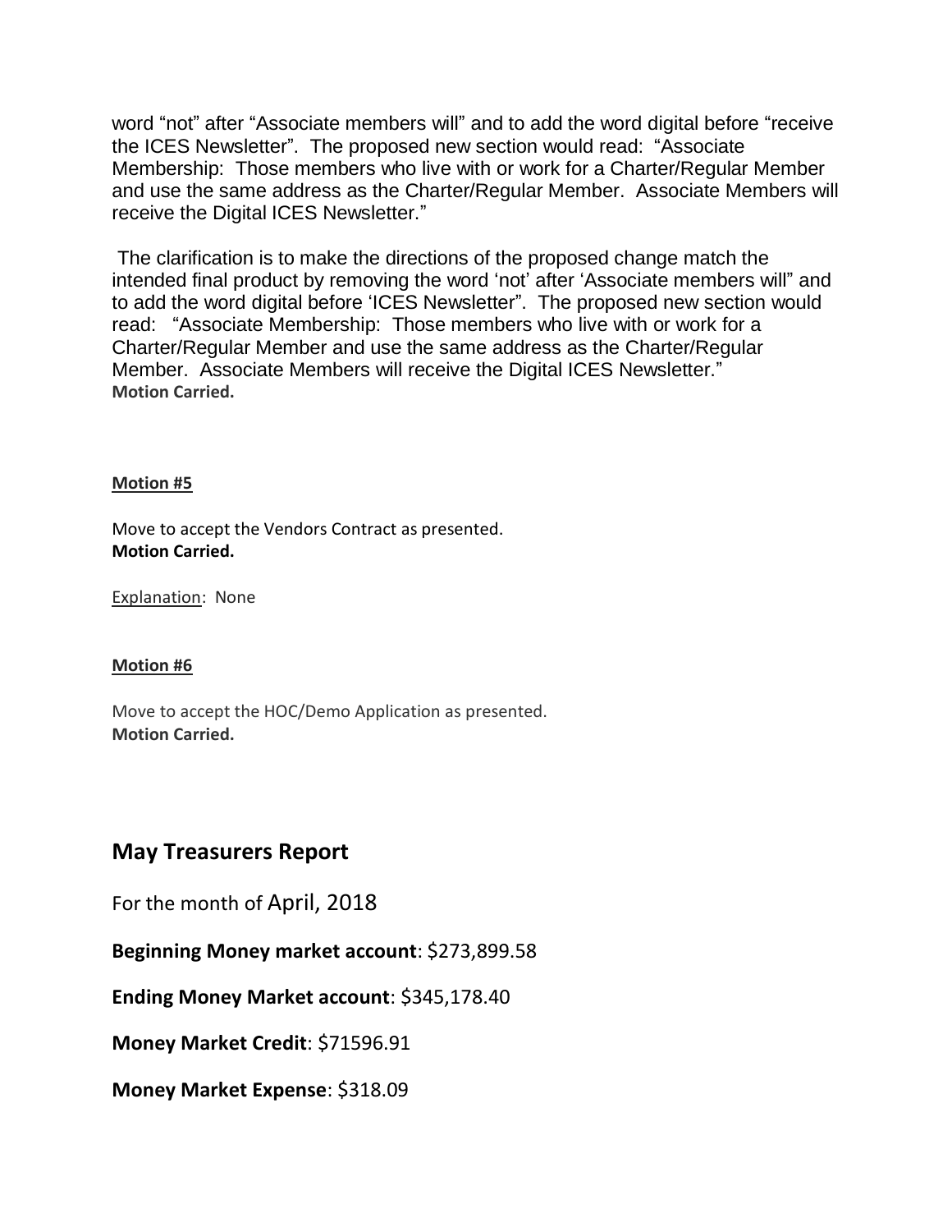word "not" after "Associate members will" and to add the word digital before "receive the ICES Newsletter". The proposed new section would read: "Associate Membership: Those members who live with or work for a Charter/Regular Member and use the same address as the Charter/Regular Member. Associate Members will receive the Digital ICES Newsletter."

The clarification is to make the directions of the proposed change match the intended final product by removing the word 'not' after 'Associate members will" and to add the word digital before 'ICES Newsletter". The proposed new section would read: "Associate Membership: Those members who live with or work for a Charter/Regular Member and use the same address as the Charter/Regular Member. Associate Members will receive the Digital ICES Newsletter."
**Motion Carried.**

**Motion #5**

Move to accept the Vendors Contract as presented.
**Motion Carried.**

Explanation: None

**Motion #6**

Move to accept the HOC/Demo Application as presented.
**Motion Carried.**

## May Treasurers Report

For the month of April, 2018

**Beginning Money market account**: $273,899.58

**Ending Money Market account**: $345,178.40

**Money Market Credit**: $71596.91

**Money Market Expense**: $318.09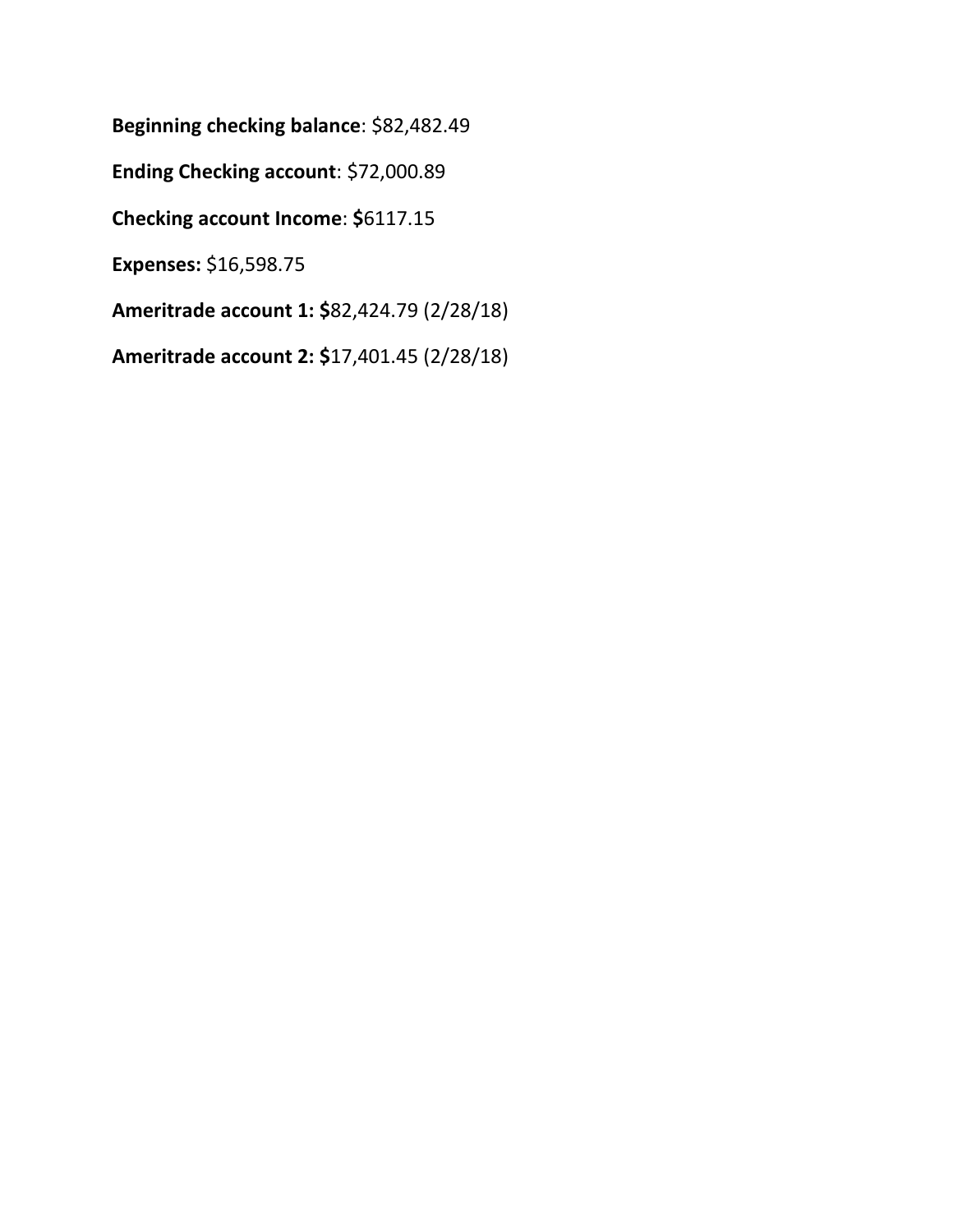**Beginning checking balance**: $82,482.49

**Ending Checking account**: $72,000.89

**Checking account Income**: **$**6117.15

**Expenses:** $16,598.75

**Ameritrade account 1: $**82,424.79 (2/28/18)

**Ameritrade account 2: $**17,401.45 (2/28/18)